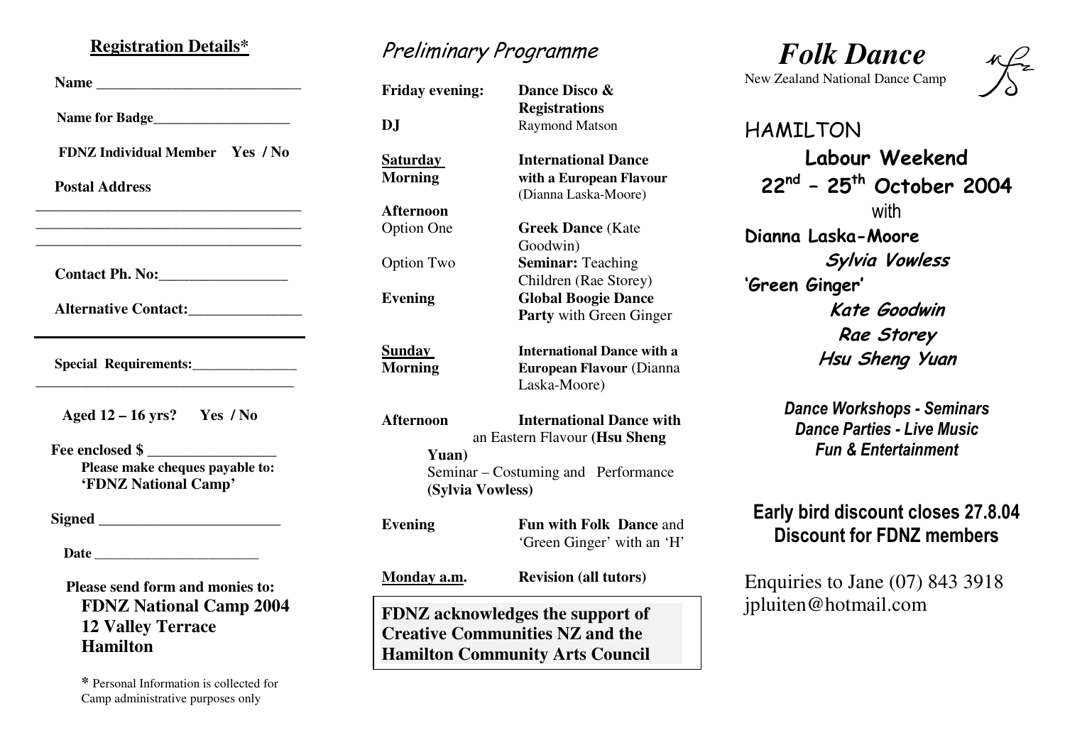## Registration Details*

**Name** ____________________________

**Name for Badge**___________________

**FDNZ Individual Member Yes / No**

**Postal Address**

_____________________________________
_____________________________________
_____________________________________

**Contact Ph. No:**_________________

**Alternative Contact:**_______________

**Special Requirements:**_______________
_____________________________________

**Aged 12 – 16 yrs? Yes / No**

**Fee enclosed $** _________________

**Please make cheques payable to: 'FDNZ National Camp'**

**Signed** ________________________

**Date** _______________________

**Please send form and monies to:**

**FDNZ National Camp 2004**
**12 Valley Terrace**
**Hamilton**

\* Personal Information is collected for Camp administrative purposes only

## *Preliminary Programme*

| | |
|---|---|
| **Friday evening:** | **Dance Disco & Registrations** |
| **DJ** | Raymond Matson |
| **Saturday Morning** | **International Dance with a European Flavour** (Dianna Laska-Moore) |
| **Afternoon** | |
| Option One | **Greek Dance** (Kate Goodwin) |
| Option Two | **Seminar:** Teaching Children (Rae Storey) |
| **Evening** | **Global Boogie Dance Party** with Green Ginger |
| **Sunday Morning** | **International Dance with a European Flavour** (Dianna Laska-Moore) |
| **Afternoon** | **International Dance with** an Eastern Flavour **(Hsu Sheng Yuan)** Seminar – Costuming and Performance **(Sylvia Vowless)** |
| **Evening** | **Fun with Folk Dance** and 'Green Ginger' with an 'H' |
| **Monday a.m.** | **Revision (all tutors)** |

**FDNZ acknowledges the support of Creative Communities NZ and the Hamilton Community Arts Council**

# *Folk Dance*

New Zealand National Dance Camp

HAMILTON

**Labour Weekend**

**22nd – 25th October 2004**

with

**Dianna Laska-Moore**

***Sylvia Vowless***

**'Green Ginger'**

***Kate Goodwin***

***Rae Storey***

***Hsu Sheng Yuan***

***Dance Workshops - Seminars***
***Dance Parties - Live Music***
***Fun & Entertainment***

**Early bird discount closes 27.8.04**
**Discount for FDNZ members**

Enquiries to Jane (07) 843 3918
jpluiten@hotmail.com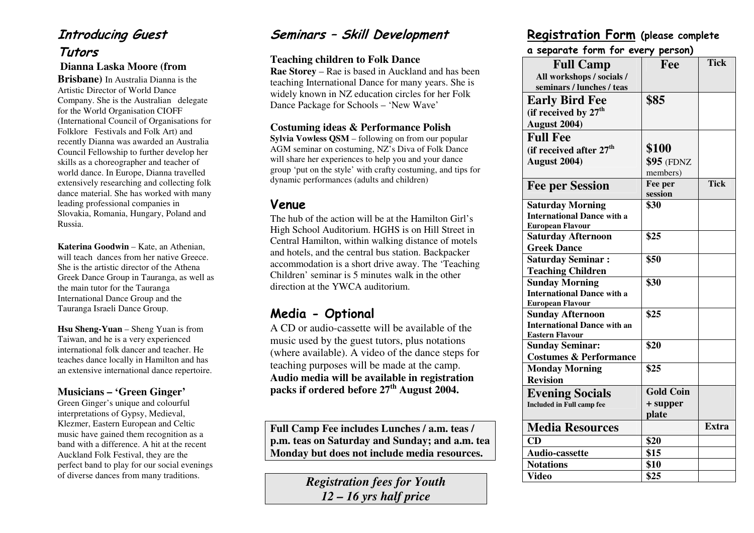## Introducing Guest Tutors

**Dianna Laska Moore (from Brisbane)** In Australia Dianna is the Artistic Director of World Dance Company. She is the Australian delegate for the World Organisation CIOFF (International Council of Organisations for Folklore Festivals and Folk Art) and recently Dianna was awarded an Australia Council Fellowship to further develop her skills as a choreographer and teacher of world dance. In Europe, Dianna travelled extensively researching and collecting folk dance material. She has worked with many leading professional companies in Slovakia, Romania, Hungary, Poland and Russia.

**Katerina Goodwin** – Kate, an Athenian, will teach dances from her native Greece. She is the artistic director of the Athena Greek Dance Group in Tauranga, as well as the main tutor for the Tauranga International Dance Group and the Tauranga Israeli Dance Group.

**Hsu Sheng-Yuan** – Sheng Yuan is from Taiwan, and he is a very experienced international folk dancer and teacher. He teaches dance locally in Hamilton and has an extensive international dance repertoire.

**Musicians – 'Green Ginger'**

Green Ginger's unique and colourful interpretations of Gypsy, Medieval, Klezmer, Eastern European and Celtic music have gained them recognition as a band with a difference. A hit at the recent Auckland Folk Festival, they are the perfect band to play for our social evenings of diverse dances from many traditions.

## Seminars – Skill Development

**Teaching children to Folk Dance**

**Rae Storey** – Rae is based in Auckland and has been teaching International Dance for many years. She is widely known in NZ education circles for her Folk Dance Package for Schools – 'New Wave'

**Costuming ideas & Performance Polish**

**Sylvia Vowless QSM** – following on from our popular AGM seminar on costuming, NZ's Diva of Folk Dance will share her experiences to help you and your dance group 'put on the style' with crafty costuming, and tips for dynamic performances (adults and children)

## Venue

The hub of the action will be at the Hamilton Girl's High School Auditorium. HGHS is on Hill Street in Central Hamilton, within walking distance of motels and hotels, and the central bus station. Backpacker accommodation is a short drive away. The 'Teaching Children' seminar is 5 minutes walk in the other direction at the YWCA auditorium.

## Media - Optional

A CD or audio-cassette will be available of the music used by the guest tutors, plus notations (where available). A video of the dance steps for teaching purposes will be made at the camp. **Audio media will be available in registration packs if ordered before 27th August 2004.**

**Full Camp Fee includes Lunches / a.m. teas / p.m. teas on Saturday and Sunday; and a.m. tea Monday but does not include media resources.**

***Registration fees for Youth 12 – 16 yrs half price***

## Registration Form (please complete a separate form for every person)

| **Full Camp** All workshops / socials / seminars / lunches / teas | **Fee** | **Tick** |
|---|---|---|
| **Early Bird Fee (if received by 27th August 2004)** | **$85** | |
| **Full Fee (if received after 27th August 2004)** | **$100** **$95** (FDNZ members) | |
| **Fee per Session** | **Fee per session** | **Tick** |
| **Saturday Morning International Dance with a European Flavour** | **$30** | |
| **Saturday Afternoon Greek Dance** | **$25** | |
| **Saturday Seminar : Teaching Children** | **$50** | |
| **Sunday Morning International Dance with a European Flavour** | **$30** | |
| **Sunday Afternoon International Dance with an Eastern Flavour** | **$25** | |
| **Sunday Seminar: Costumes & Performance** | **$20** | |
| **Monday Morning Revision** | **$25** | |
| **Evening Socials** Included in Full camp fee | **Gold Coin + supper plate** | |
| **Media Resources** | | **Extra** |
| **CD** | **$20** | |
| **Audio-cassette** | **$15** | |
| **Notations** | **$10** | |
| **Video** | **$25** | |